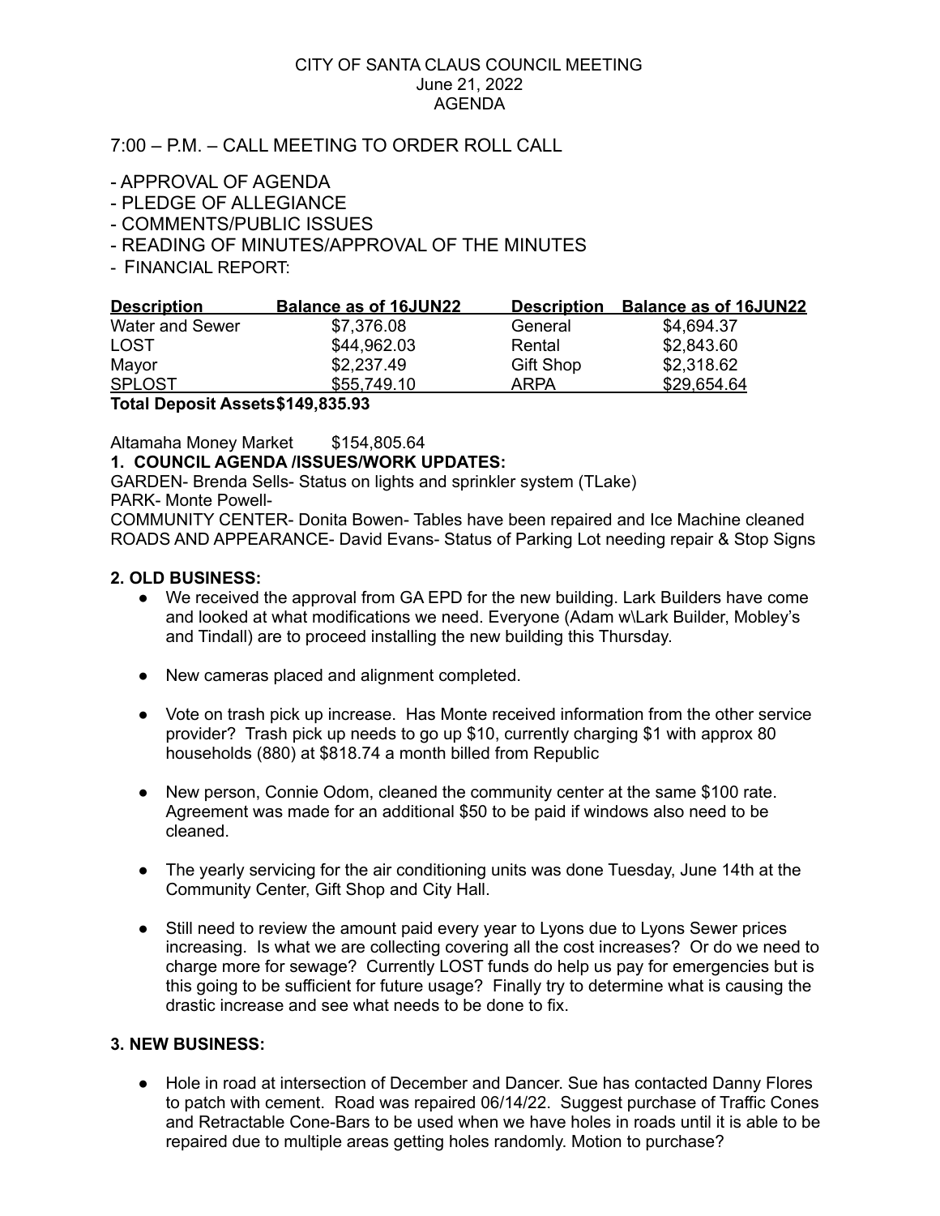CITY OF SANTA CLAUS COUNCIL MEETING
June 21, 2022
AGENDA

7:00 – P.M. – CALL MEETING TO ORDER ROLL CALL

- APPROVAL OF AGENDA
- PLEDGE OF ALLEGIANCE
- COMMENTS/PUBLIC ISSUES
- READING OF MINUTES/APPROVAL OF THE MINUTES
- FINANCIAL REPORT:

| Description | Balance as of 16JUN22 | Description | Balance as of 16JUN22 |
|---|---|---|---|
| Water and Sewer | $7,376.08 | General | $4,694.37 |
| LOST | $44,962.03 | Rental | $2,843.60 |
| Mayor | $2,237.49 | Gift Shop | $2,318.62 |
| SPLOST | $55,749.10 | ARPA | $29,654.64 |

**Total Deposit Assets$149,835.93**

Altamaha Money Market $154,805.64

**1. COUNCIL AGENDA /ISSUES/WORK UPDATES:**

GARDEN- Brenda Sells- Status on lights and sprinkler system (TLake)
PARK- Monte Powell-
COMMUNITY CENTER- Donita Bowen- Tables have been repaired and Ice Machine cleaned
ROADS AND APPEARANCE- David Evans- Status of Parking Lot needing repair & Stop Signs

**2. OLD BUSINESS:**

- We received the approval from GA EPD for the new building. Lark Builders have come and looked at what modifications we need. Everyone (Adam w\Lark Builder, Mobley's and Tindall) are to proceed installing the new building this Thursday.
- New cameras placed and alignment completed.
- Vote on trash pick up increase. Has Monte received information from the other service provider? Trash pick up needs to go up $10, currently charging $1 with approx 80 households (880) at $818.74 a month billed from Republic
- New person, Connie Odom, cleaned the community center at the same $100 rate. Agreement was made for an additional $50 to be paid if windows also need to be cleaned.
- The yearly servicing for the air conditioning units was done Tuesday, June 14th at the Community Center, Gift Shop and City Hall.
- Still need to review the amount paid every year to Lyons due to Lyons Sewer prices increasing. Is what we are collecting covering all the cost increases? Or do we need to charge more for sewage? Currently LOST funds do help us pay for emergencies but is this going to be sufficient for future usage? Finally try to determine what is causing the drastic increase and see what needs to be done to fix.

**3. NEW BUSINESS:**

- Hole in road at intersection of December and Dancer. Sue has contacted Danny Flores to patch with cement. Road was repaired 06/14/22. Suggest purchase of Traffic Cones and Retractable Cone-Bars to be used when we have holes in roads until it is able to be repaired due to multiple areas getting holes randomly. Motion to purchase?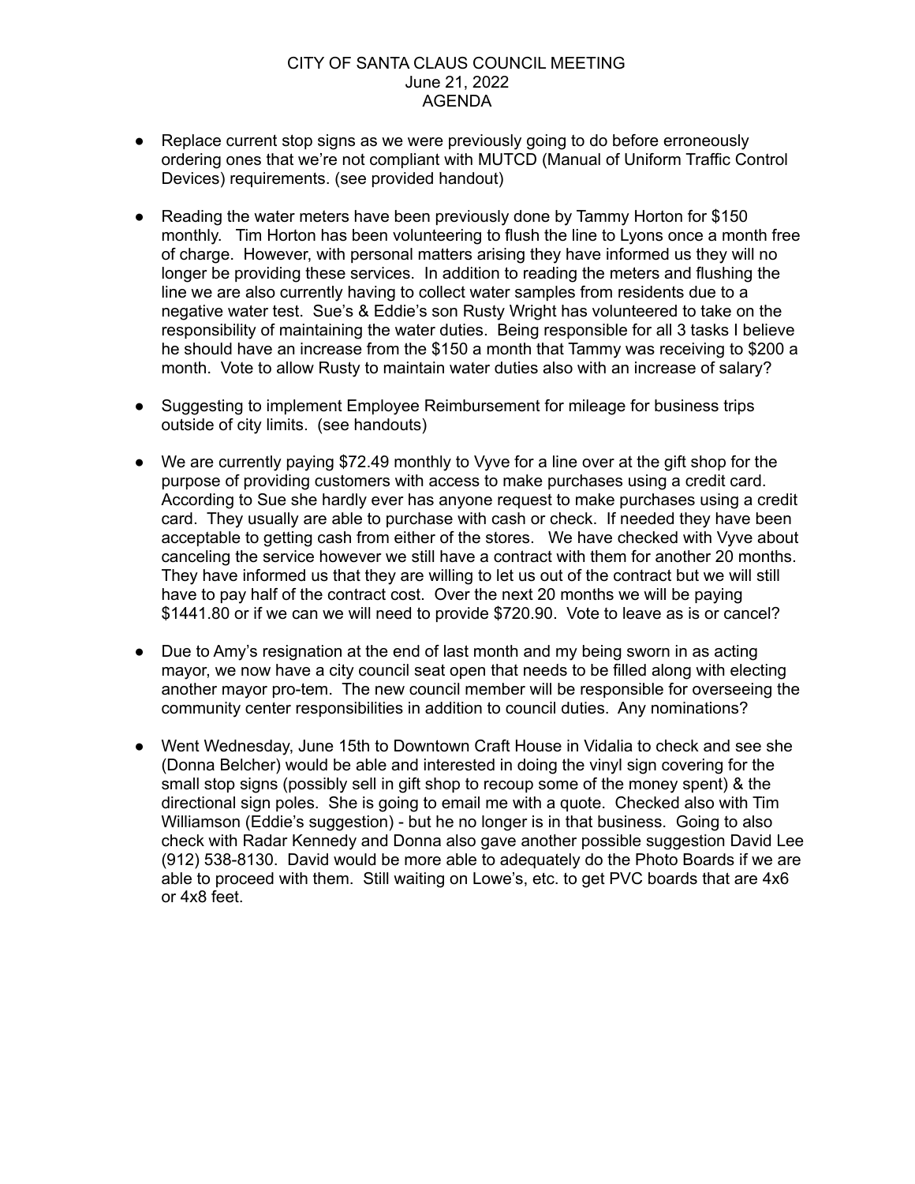CITY OF SANTA CLAUS COUNCIL MEETING
June 21, 2022
AGENDA

- Replace current stop signs as we were previously going to do before erroneously ordering ones that we're not compliant with MUTCD (Manual of Uniform Traffic Control Devices) requirements. (see provided handout)

- Reading the water meters have been previously done by Tammy Horton for $150 monthly. Tim Horton has been volunteering to flush the line to Lyons once a month free of charge. However, with personal matters arising they have informed us they will no longer be providing these services. In addition to reading the meters and flushing the line we are also currently having to collect water samples from residents due to a negative water test. Sue's & Eddie's son Rusty Wright has volunteered to take on the responsibility of maintaining the water duties. Being responsible for all 3 tasks I believe he should have an increase from the $150 a month that Tammy was receiving to $200 a month. Vote to allow Rusty to maintain water duties also with an increase of salary?

- Suggesting to implement Employee Reimbursement for mileage for business trips outside of city limits. (see handouts)

- We are currently paying $72.49 monthly to Vyve for a line over at the gift shop for the purpose of providing customers with access to make purchases using a credit card. According to Sue she hardly ever has anyone request to make purchases using a credit card. They usually are able to purchase with cash or check. If needed they have been acceptable to getting cash from either of the stores. We have checked with Vyve about canceling the service however we still have a contract with them for another 20 months. They have informed us that they are willing to let us out of the contract but we will still have to pay half of the contract cost. Over the next 20 months we will be paying $1441.80 or if we can we will need to provide $720.90. Vote to leave as is or cancel?

- Due to Amy's resignation at the end of last month and my being sworn in as acting mayor, we now have a city council seat open that needs to be filled along with electing another mayor pro-tem. The new council member will be responsible for overseeing the community center responsibilities in addition to council duties. Any nominations?

- Went Wednesday, June 15th to Downtown Craft House in Vidalia to check and see she (Donna Belcher) would be able and interested in doing the vinyl sign covering for the small stop signs (possibly sell in gift shop to recoup some of the money spent) & the directional sign poles. She is going to email me with a quote. Checked also with Tim Williamson (Eddie's suggestion) - but he no longer is in that business. Going to also check with Radar Kennedy and Donna also gave another possible suggestion David Lee (912) 538-8130. David would be more able to adequately do the Photo Boards if we are able to proceed with them. Still waiting on Lowe's, etc. to get PVC boards that are 4x6 or 4x8 feet.